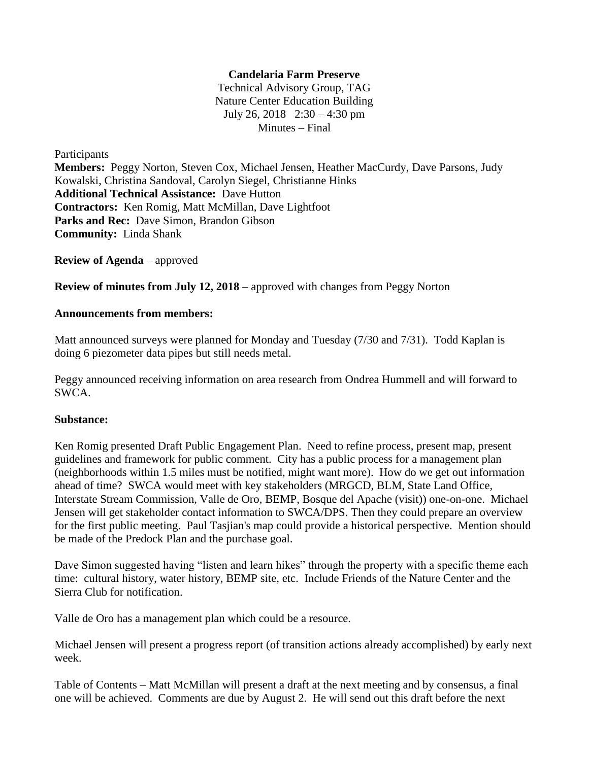**Candelaria Farm Preserve**

Technical Advisory Group, TAG
Nature Center Education Building
July 26, 2018 2:30 – 4:30 pm
Minutes – Final

Participants
**Members:** Peggy Norton, Steven Cox, Michael Jensen, Heather MacCurdy, Dave Parsons, Judy Kowalski, Christina Sandoval, Carolyn Siegel, Christianne Hinks
**Additional Technical Assistance:** Dave Hutton
**Contractors:** Ken Romig, Matt McMillan, Dave Lightfoot
**Parks and Rec:** Dave Simon, Brandon Gibson
**Community:** Linda Shank

**Review of Agenda** – approved

**Review of minutes from July 12, 2018** – approved with changes from Peggy Norton

**Announcements from members:**

Matt announced surveys were planned for Monday and Tuesday (7/30 and 7/31). Todd Kaplan is doing 6 piezometer data pipes but still needs metal.

Peggy announced receiving information on area research from Ondrea Hummell and will forward to SWCA.

**Substance:**

Ken Romig presented Draft Public Engagement Plan. Need to refine process, present map, present guidelines and framework for public comment. City has a public process for a management plan (neighborhoods within 1.5 miles must be notified, might want more). How do we get out information ahead of time? SWCA would meet with key stakeholders (MRGCD, BLM, State Land Office, Interstate Stream Commission, Valle de Oro, BEMP, Bosque del Apache (visit)) one-on-one. Michael Jensen will get stakeholder contact information to SWCA/DPS. Then they could prepare an overview for the first public meeting. Paul Tasjian's map could provide a historical perspective. Mention should be made of the Predock Plan and the purchase goal.

Dave Simon suggested having "listen and learn hikes" through the property with a specific theme each time: cultural history, water history, BEMP site, etc. Include Friends of the Nature Center and the Sierra Club for notification.

Valle de Oro has a management plan which could be a resource.

Michael Jensen will present a progress report (of transition actions already accomplished) by early next week.

Table of Contents – Matt McMillan will present a draft at the next meeting and by consensus, a final one will be achieved. Comments are due by August 2. He will send out this draft before the next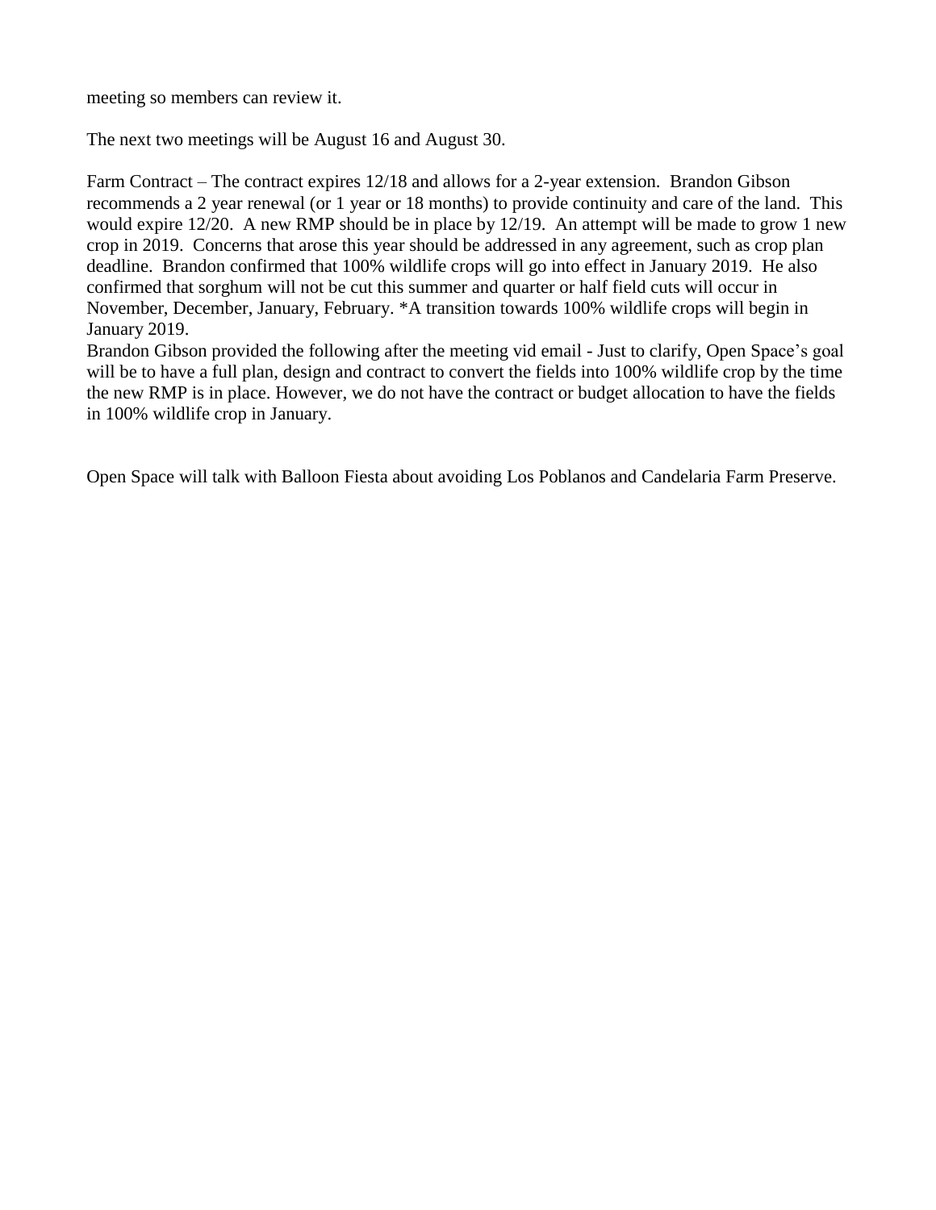meeting so members can review it.

The next two meetings will be August 16 and August 30.

Farm Contract – The contract expires 12/18 and allows for a 2-year extension. Brandon Gibson recommends a 2 year renewal (or 1 year or 18 months) to provide continuity and care of the land. This would expire 12/20. A new RMP should be in place by 12/19. An attempt will be made to grow 1 new crop in 2019. Concerns that arose this year should be addressed in any agreement, such as crop plan deadline. Brandon confirmed that 100% wildlife crops will go into effect in January 2019. He also confirmed that sorghum will not be cut this summer and quarter or half field cuts will occur in November, December, January, February. *A transition towards 100% wildlife crops will begin in January 2019.
Brandon Gibson provided the following after the meeting vid email - Just to clarify, Open Space's goal will be to have a full plan, design and contract to convert the fields into 100% wildlife crop by the time the new RMP is in place. However, we do not have the contract or budget allocation to have the fields in 100% wildlife crop in January.

Open Space will talk with Balloon Fiesta about avoiding Los Poblanos and Candelaria Farm Preserve.